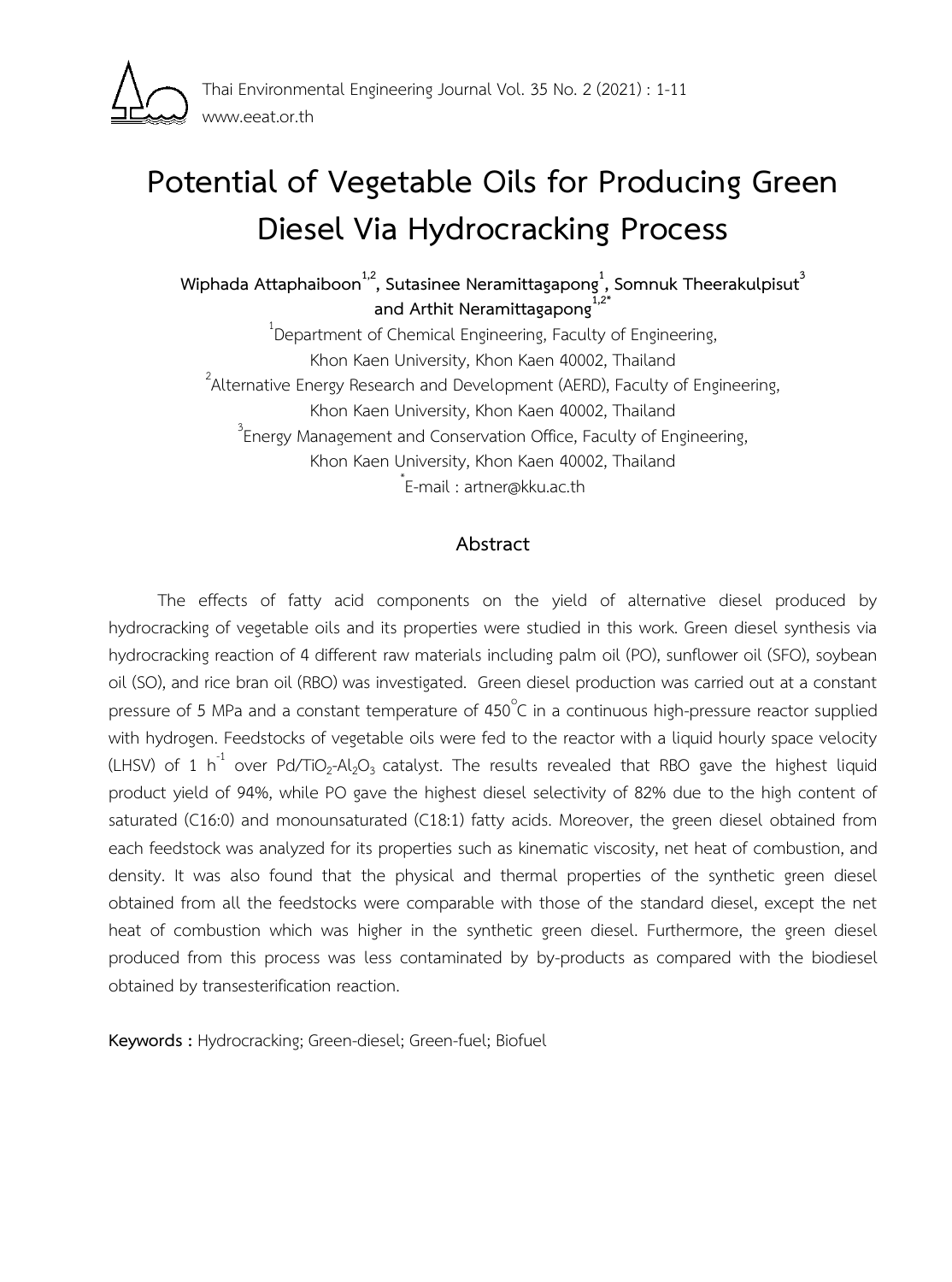# Potential of Vegetable Oils for Producing Green Diesel Via Hydrocracking Process

**Wiphada Attaphaiboon[1,2], Sutasinee Neramittagapong[1], Somnuk Theerakulpisut[3] and Arthit Neramittagapong[1,2*]**

[1]Department of Chemical Engineering, Faculty of Engineering, Khon Kaen University, Khon Kaen 40002, Thailand

[2]Alternative Energy Research and Development (AERD), Faculty of Engineering, Khon Kaen University, Khon Kaen 40002, Thailand

[3]Energy Management and Conservation Office, Faculty of Engineering, Khon Kaen University, Khon Kaen 40002, Thailand

[*]E-mail : artner@kku.ac.th

## Abstract

The effects of fatty acid components on the yield of alternative diesel produced by hydrocracking of vegetable oils and its properties were studied in this work. Green diesel synthesis via hydrocracking reaction of 4 different raw materials including palm oil (PO), sunflower oil (SFO), soybean oil (SO), and rice bran oil (RBO) was investigated. Green diesel production was carried out at a constant pressure of 5 MPa and a constant temperature of 450$^{\circ}$C in a continuous high-pressure reactor supplied with hydrogen. Feedstocks of vegetable oils were fed to the reactor with a liquid hourly space velocity (LHSV) of 1 $h^{-1}$ over $Pd/TiO_2$-$Al_2O_3$ catalyst. The results revealed that RBO gave the highest liquid product yield of 94%, while PO gave the highest diesel selectivity of 82% due to the high content of saturated (C16:0) and monounsaturated (C18:1) fatty acids. Moreover, the green diesel obtained from each feedstock was analyzed for its properties such as kinematic viscosity, net heat of combustion, and density. It was also found that the physical and thermal properties of the synthetic green diesel obtained from all the feedstocks were comparable with those of the standard diesel, except the net heat of combustion which was higher in the synthetic green diesel. Furthermore, the green diesel produced from this process was less contaminated by by-products as compared with the biodiesel obtained by transesterification reaction.

**Keywords :** Hydrocracking; Green-diesel; Green-fuel; Biofuel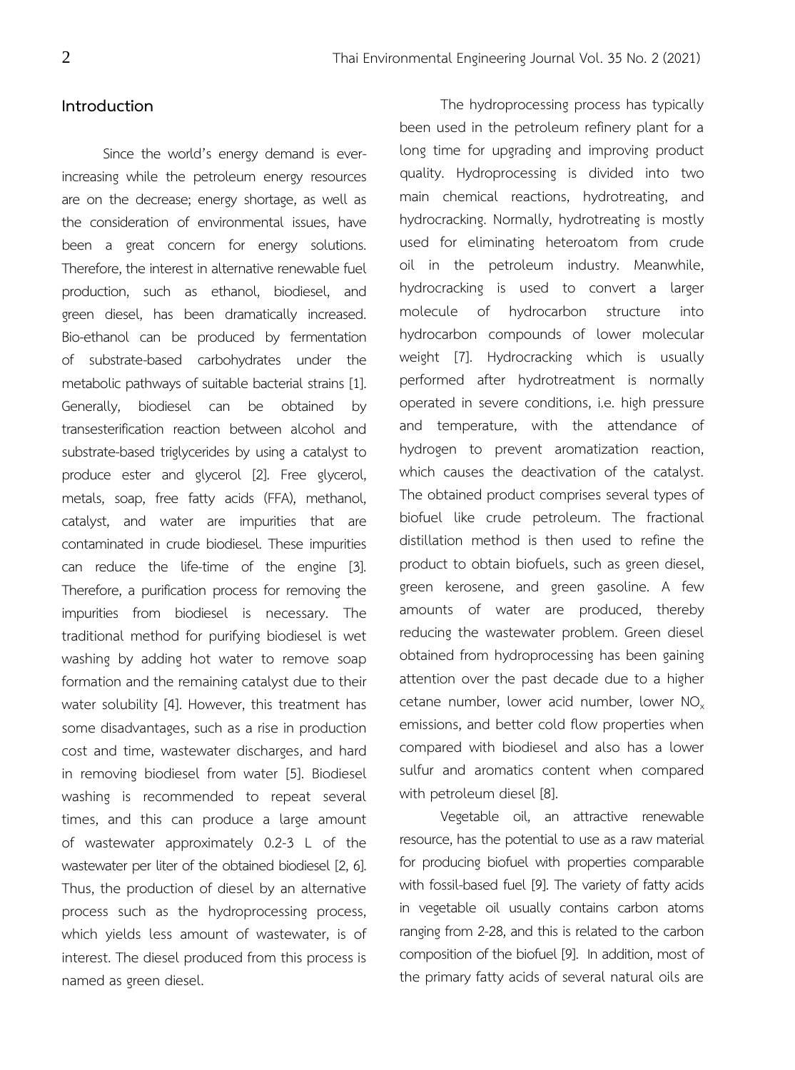## Introduction

Since the world's energy demand is ever-increasing while the petroleum energy resources are on the decrease; energy shortage, as well as the consideration of environmental issues, have been a great concern for energy solutions. Therefore, the interest in alternative renewable fuel production, such as ethanol, biodiesel, and green diesel, has been dramatically increased. Bio-ethanol can be produced by fermentation of substrate-based carbohydrates under the metabolic pathways of suitable bacterial strains [1]. Generally, biodiesel can be obtained by transesterification reaction between alcohol and substrate-based triglycerides by using a catalyst to produce ester and glycerol [2]. Free glycerol, metals, soap, free fatty acids (FFA), methanol, catalyst, and water are impurities that are contaminated in crude biodiesel. These impurities can reduce the life-time of the engine [3]. Therefore, a purification process for removing the impurities from biodiesel is necessary. The traditional method for purifying biodiesel is wet washing by adding hot water to remove soap formation and the remaining catalyst due to their water solubility [4]. However, this treatment has some disadvantages, such as a rise in production cost and time, wastewater discharges, and hard in removing biodiesel from water [5]. Biodiesel washing is recommended to repeat several times, and this can produce a large amount of wastewater approximately 0.2-3 L of the wastewater per liter of the obtained biodiesel [2, 6]. Thus, the production of diesel by an alternative process such as the hydroprocessing process, which yields less amount of wastewater, is of interest. The diesel produced from this process is named as green diesel.

The hydroprocessing process has typically been used in the petroleum refinery plant for a long time for upgrading and improving product quality. Hydroprocessing is divided into two main chemical reactions, hydrotreating, and hydrocracking. Normally, hydrotreating is mostly used for eliminating heteroatom from crude oil in the petroleum industry. Meanwhile, hydrocracking is used to convert a larger molecule of hydrocarbon structure into hydrocarbon compounds of lower molecular weight [7]. Hydrocracking which is usually performed after hydrotreatment is normally operated in severe conditions, i.e. high pressure and temperature, with the attendance of hydrogen to prevent aromatization reaction, which causes the deactivation of the catalyst. The obtained product comprises several types of biofuel like crude petroleum. The fractional distillation method is then used to refine the product to obtain biofuels, such as green diesel, green kerosene, and green gasoline. A few amounts of water are produced, thereby reducing the wastewater problem. Green diesel obtained from hydroprocessing has been gaining attention over the past decade due to a higher cetane number, lower acid number, lower $NO_x$ emissions, and better cold flow properties when compared with biodiesel and also has a lower sulfur and aromatics content when compared with petroleum diesel [8].

Vegetable oil, an attractive renewable resource, has the potential to use as a raw material for producing biofuel with properties comparable with fossil-based fuel [9]. The variety of fatty acids in vegetable oil usually contains carbon atoms ranging from 2-28, and this is related to the carbon composition of the biofuel [9]. In addition, most of the primary fatty acids of several natural oils are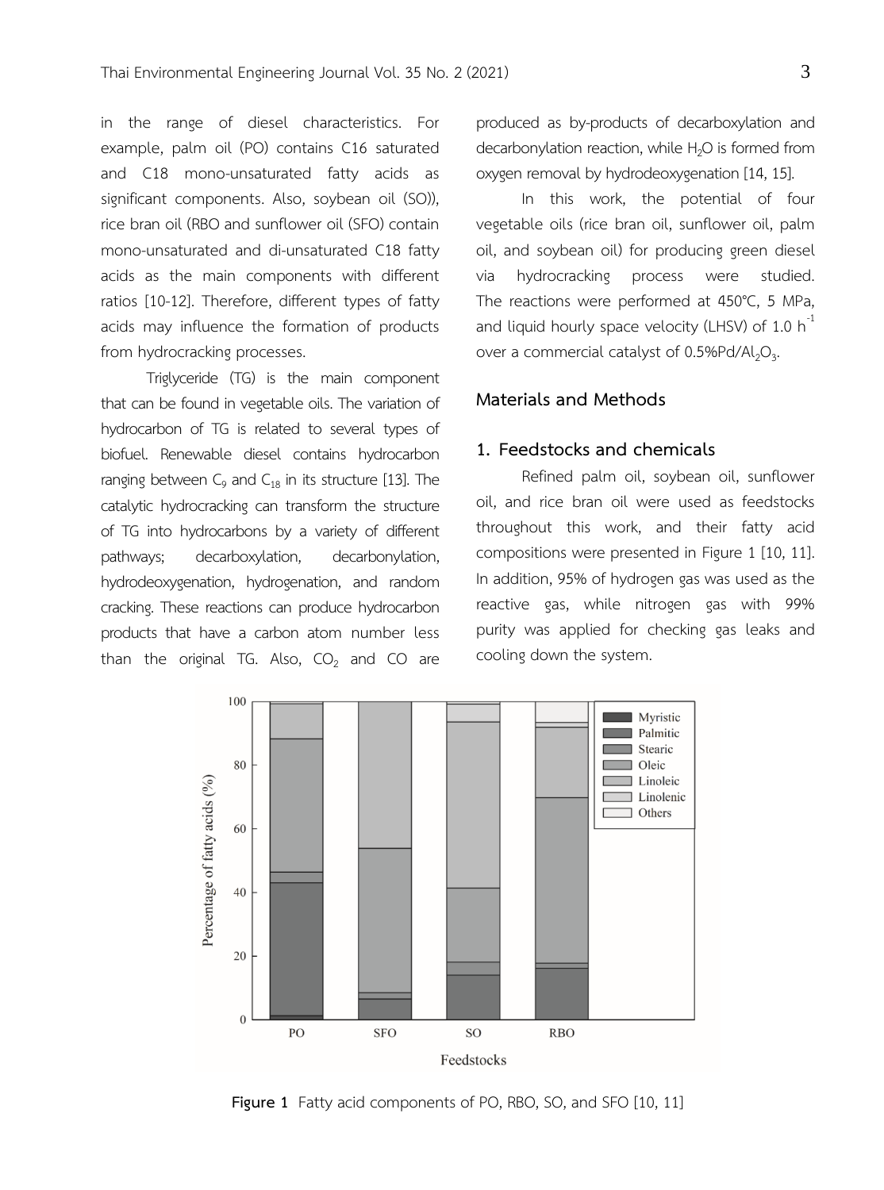in the range of diesel characteristics. For example, palm oil (PO) contains C16 saturated and C18 mono-unsaturated fatty acids as significant components. Also, soybean oil (SO)), rice bran oil (RBO and sunflower oil (SFO) contain mono-unsaturated and di-unsaturated C18 fatty acids as the main components with different ratios [10-12]. Therefore, different types of fatty acids may influence the formation of products from hydrocracking processes.

Triglyceride (TG) is the main component that can be found in vegetable oils. The variation of hydrocarbon of TG is related to several types of biofuel. Renewable diesel contains hydrocarbon ranging between $C_9$ and $C_{18}$ in its structure [13]. The catalytic hydrocracking can transform the structure of TG into hydrocarbons by a variety of different pathways; decarboxylation, decarbonylation, hydrodeoxygenation, hydrogenation, and random cracking. These reactions can produce hydrocarbon products that have a carbon atom number less than the original TG. Also, $CO_2$ and CO are produced as by-products of decarboxylation and decarbonylation reaction, while $H_2O$ is formed from oxygen removal by hydrodeoxygenation [14, 15].

In this work, the potential of four vegetable oils (rice bran oil, sunflower oil, palm oil, and soybean oil) for producing green diesel via hydrocracking process were studied. The reactions were performed at 450°C, 5 MPa, and liquid hourly space velocity (LHSV) of 1.0 $h^{-1}$ over a commercial catalyst of 0.5%Pd/$Al_2O_3$.

## Materials and Methods

### 1. Feedstocks and chemicals

Refined palm oil, soybean oil, sunflower oil, and rice bran oil were used as feedstocks throughout this work, and their fatty acid compositions were presented in Figure 1 [10, 11]. In addition, 95% of hydrogen gas was used as the reactive gas, while nitrogen gas with 99% purity was applied for checking gas leaks and cooling down the system.

100
80
60
40
20
0
Percentage of fatty acids (%)
PO
SFO
SO
RBO
Feedstocks
Myristic
Palmitic
Stearic
Oleic
Linoleic
Linolenic
Others

**Figure 1** Fatty acid components of PO, RBO, SO, and SFO [10, 11]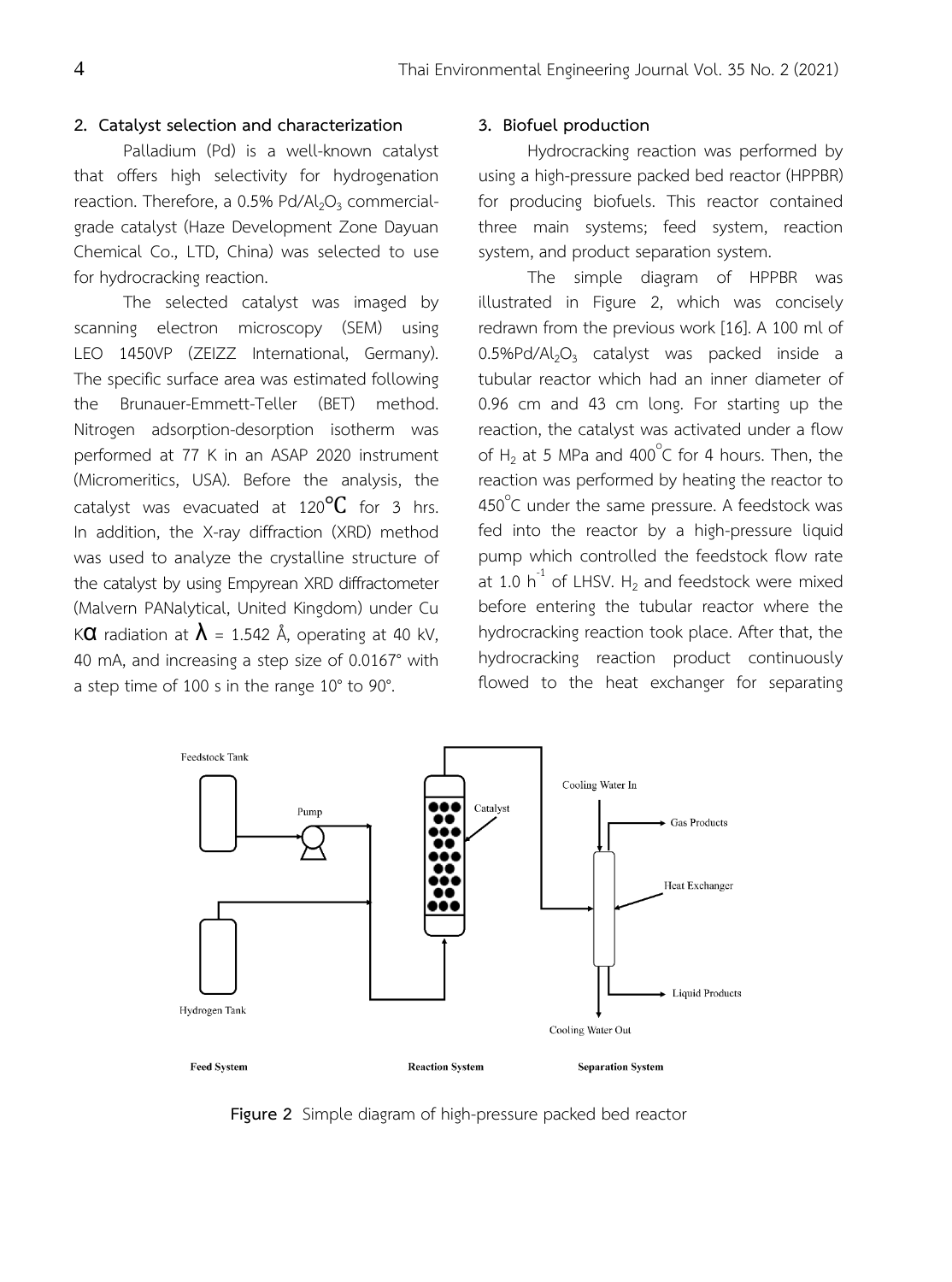## 2. Catalyst selection and characterization

Palladium (Pd) is a well-known catalyst that offers high selectivity for hydrogenation reaction. Therefore, a 0.5% $Pd/Al_2O_3$ commercial-grade catalyst (Haze Development Zone Dayuan Chemical Co., LTD, China) was selected to use for hydrocracking reaction.

The selected catalyst was imaged by scanning electron microscopy (SEM) using LEO 1450VP (ZEIZZ International, Germany). The specific surface area was estimated following the Brunauer-Emmett-Teller (BET) method. Nitrogen adsorption-desorption isotherm was performed at 77 K in an ASAP 2020 instrument (Micromeritics, USA). Before the analysis, the catalyst was evacuated at 120℃ for 3 hrs. In addition, the X-ray diffraction (XRD) method was used to analyze the crystalline structure of the catalyst by using Empyrean XRD diffractometer (Malvern PANalytical, United Kingdom) under Cu K$\alpha$ radiation at $\lambda$ = 1.542 Å, operating at 40 kV, 40 mA, and increasing a step size of 0.0167° with a step time of 100 s in the range 10° to 90°.

## 3. Biofuel production

Hydrocracking reaction was performed by using a high-pressure packed bed reactor (HPPBR) for producing biofuels. This reactor contained three main systems; feed system, reaction system, and product separation system.

The simple diagram of HPPBR was illustrated in Figure 2, which was concisely redrawn from the previous work [16]. A 100 ml of 0.5%$Pd/Al_2O_3$ catalyst was packed inside a tubular reactor which had an inner diameter of 0.96 cm and 43 cm long. For starting up the reaction, the catalyst was activated under a flow of $H_2$ at 5 MPa and 400°C for 4 hours. Then, the reaction was performed by heating the reactor to 450°C under the same pressure. A feedstock was fed into the reactor by a high-pressure liquid pump which controlled the feedstock flow rate at 1.0 $h^{-1}$ of LHSV. $H_2$ and feedstock were mixed before entering the tubular reactor where the hydrocracking reaction took place. After that, the hydrocracking reaction product continuously flowed to the heat exchanger for separating

Feedstock Tank
Pump
Catalyst
Cooling Water In
Gas Products
Heat Exchanger
Hydrogen Tank
Liquid Products
Cooling Water Out
Feed System
Reaction System
Separation System

**Figure 2** Simple diagram of high-pressure packed bed reactor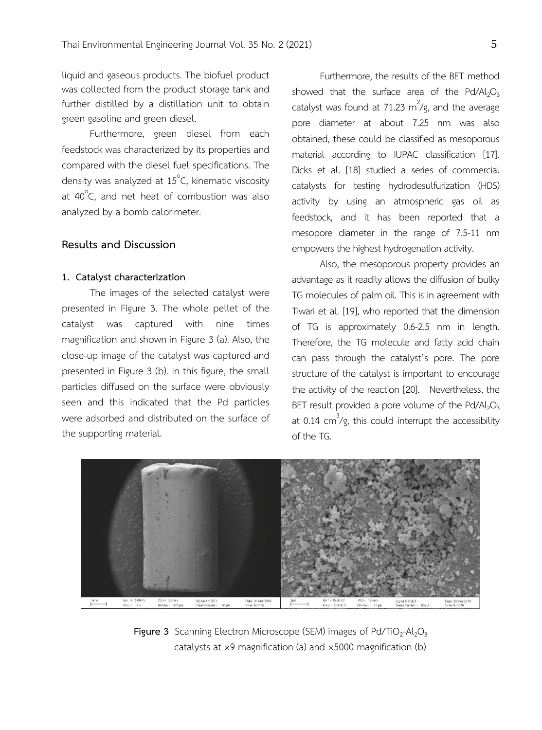liquid and gaseous products. The biofuel product was collected from the product storage tank and further distilled by a distillation unit to obtain green gasoline and green diesel.

Furthermore, green diesel from each feedstock was characterized by its properties and compared with the diesel fuel specifications. The density was analyzed at 15°C, kinematic viscosity at 40°C, and net heat of combustion was also analyzed by a bomb calorimeter.

## Results and Discussion

### 1. Catalyst characterization

The images of the selected catalyst were presented in Figure 3. The whole pellet of the catalyst was captured with nine times magnification and shown in Figure 3 (a). Also, the close-up image of the catalyst was captured and presented in Figure 3 (b). In this figure, the small particles diffused on the surface were obviously seen and this indicated that the Pd particles were adsorbed and distributed on the surface of the supporting material.

Furthermore, the results of the BET method showed that the surface area of the $Pd/Al_2O_3$ catalyst was found at 71.23 $m^2/g$, and the average pore diameter at about 7.25 nm was also obtained, these could be classified as mesoporous material according to IUPAC classification [17]. Dicks et al. [18] studied a series of commercial catalysts for testing hydrodesulfurization (HDS) activity by using an atmospheric gas oil as feedstock, and it has been reported that a mesopore diameter in the range of 7.5-11 nm empowers the highest hydrogenation activity.

Also, the mesoporous property provides an advantage as it readily allows the diffusion of bulky TG molecules of palm oil. This is in agreement with Tiwari et al. [19], who reported that the dimension of TG is approximately 0.6-2.5 nm in length. Therefore, the TG molecule and fatty acid chain can pass through the catalyst's pore. The pore structure of the catalyst is important to encourage the activity of the reaction [20]. Nevertheless, the BET result provided a pore volume of the $Pd/Al_2O_3$ at 0.14 $cm^3/g$, this could interrupt the accessibility of the TG.

Figure 3 Scanning Electron Microscope (SEM) images of $Pd/TiO_2$-$Al_2O_3$ catalysts at ×9 magnification (a) and ×5000 magnification (b)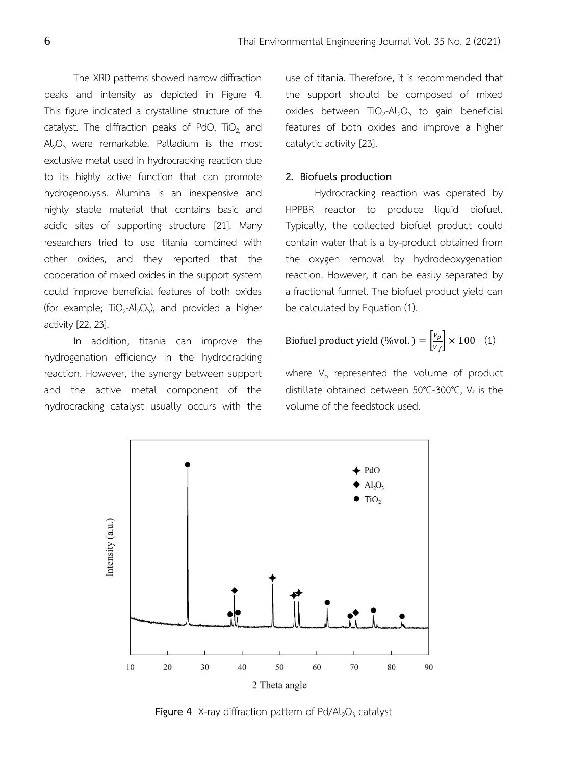The XRD patterns showed narrow diffraction peaks and intensity as depicted in Figure 4. This figure indicated a crystalline structure of the catalyst. The diffraction peaks of PdO, $TiO_2$ and $Al_2O_3$ were remarkable. Palladium is the most exclusive metal used in hydrocracking reaction due to its highly active function that can promote hydrogenolysis. Alumina is an inexpensive and highly stable material that contains basic and acidic sites of supporting structure [21]. Many researchers tried to use titania combined with other oxides, and they reported that the cooperation of mixed oxides in the support system could improve beneficial features of both oxides (for example; $TiO_2$-$Al_2O_3$), and provided a higher activity [22, 23].

In addition, titania can improve the hydrogenation efficiency in the hydrocracking reaction. However, the synergy between support and the active metal component of the hydrocracking catalyst usually occurs with the use of titania. Therefore, it is recommended that the support should be composed of mixed oxides between $TiO_2$-$Al_2O_3$ to gain beneficial features of both oxides and improve a higher catalytic activity [23].

## 2. Biofuels production

Hydrocracking reaction was operated by HPPBR reactor to produce liquid biofuel. Typically, the collected biofuel product could contain water that is a by-product obtained from the oxygen removal by hydrodeoxygenation reaction. However, it can be easily separated by a fractional funnel. The biofuel product yield can be calculated by Equation (1).

$$\text{Biofuel product yield (\%vol.)} = \left[\frac{V_p}{V_f}\right] \times 100 \quad (1)$$

where $V_p$ represented the volume of product distillate obtained between 50°C-300°C, $V_f$ is the volume of the feedstock used.

PdO
$Al_2O_3$
$TiO_2$
Intensity (a.u.)
10 20 30 40 50 60 70 80 90
2 Theta angle

**Figure 4** X-ray diffraction pattern of Pd/$Al_2O_3$ catalyst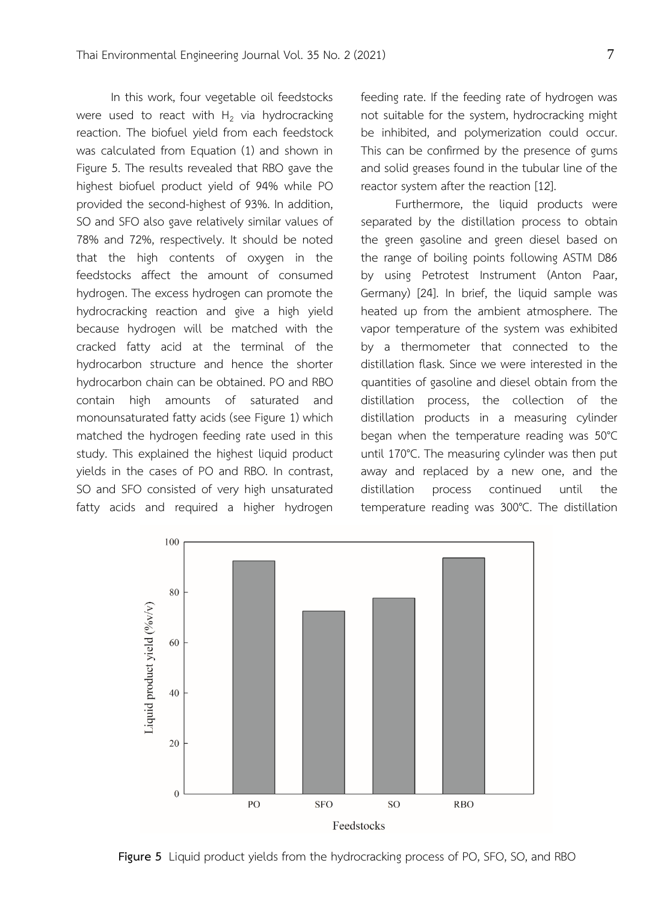In this work, four vegetable oil feedstocks were used to react with $H_2$ via hydrocracking reaction. The biofuel yield from each feedstock was calculated from Equation (1) and shown in Figure 5. The results revealed that RBO gave the highest biofuel product yield of 94% while PO provided the second-highest of 93%. In addition, SO and SFO also gave relatively similar values of 78% and 72%, respectively. It should be noted that the high contents of oxygen in the feedstocks affect the amount of consumed hydrogen. The excess hydrogen can promote the hydrocracking reaction and give a high yield because hydrogen will be matched with the cracked fatty acid at the terminal of the hydrocarbon structure and hence the shorter hydrocarbon chain can be obtained. PO and RBO contain high amounts of saturated and monounsaturated fatty acids (see Figure 1) which matched the hydrogen feeding rate used in this study. This explained the highest liquid product yields in the cases of PO and RBO. In contrast, SO and SFO consisted of very high unsaturated fatty acids and required a higher hydrogen feeding rate. If the feeding rate of hydrogen was not suitable for the system, hydrocracking might be inhibited, and polymerization could occur. This can be confirmed by the presence of gums and solid greases found in the tubular line of the reactor system after the reaction [12].

Furthermore, the liquid products were separated by the distillation process to obtain the green gasoline and green diesel based on the range of boiling points following ASTM D86 by using Petrotest Instrument (Anton Paar, Germany) [24]. In brief, the liquid sample was heated up from the ambient atmosphere. The vapor temperature of the system was exhibited by a thermometer that connected to the distillation flask. Since we were interested in the quantities of gasoline and diesel obtain from the distillation process, the collection of the distillation products in a measuring cylinder began when the temperature reading was 50°C until 170°C. The measuring cylinder was then put away and replaced by a new one, and the distillation process continued until the temperature reading was 300°C. The distillation

Liquid product yield (%v/v)
0
20
40
60
80
100
PO
SFO
SO
RBO
Feedstocks

**Figure 5** Liquid product yields from the hydrocracking process of PO, SFO, SO, and RBO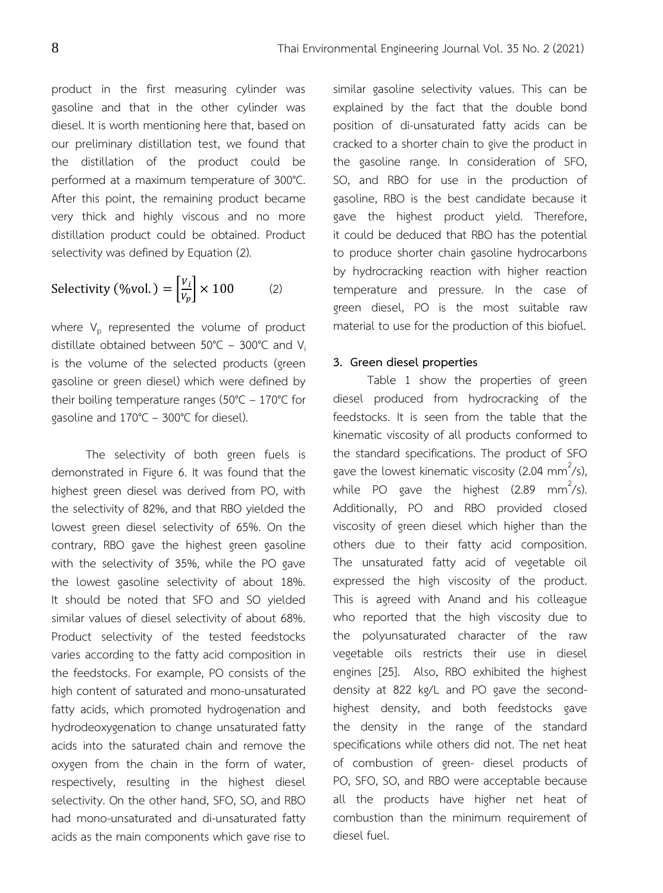product in the first measuring cylinder was gasoline and that in the other cylinder was diesel. It is worth mentioning here that, based on our preliminary distillation test, we found that the distillation of the product could be performed at a maximum temperature of 300°C. After this point, the remaining product became very thick and highly viscous and no more distillation product could be obtained. Product selectivity was defined by Equation (2).

$$\text{Selectivity (\%vol.)} = \left[\frac{V_i}{V_p}\right] \times 100 \qquad (2)$$

where $V_p$ represented the volume of product distillate obtained between 50°C – 300°C and $V_i$ is the volume of the selected products (green gasoline or green diesel) which were defined by their boiling temperature ranges (50°C – 170°C for gasoline and 170°C – 300°C for diesel).

The selectivity of both green fuels is demonstrated in Figure 6. It was found that the highest green diesel was derived from PO, with the selectivity of 82%, and that RBO yielded the lowest green diesel selectivity of 65%. On the contrary, RBO gave the highest green gasoline with the selectivity of 35%, while the PO gave the lowest gasoline selectivity of about 18%. It should be noted that SFO and SO yielded similar values of diesel selectivity of about 68%. Product selectivity of the tested feedstocks varies according to the fatty acid composition in the feedstocks. For example, PO consists of the high content of saturated and mono-unsaturated fatty acids, which promoted hydrogenation and hydrodeoxygenation to change unsaturated fatty acids into the saturated chain and remove the oxygen from the chain in the form of water, respectively, resulting in the highest diesel selectivity. On the other hand, SFO, SO, and RBO had mono-unsaturated and di-unsaturated fatty acids as the main components which gave rise to similar gasoline selectivity values. This can be explained by the fact that the double bond position of di-unsaturated fatty acids can be cracked to a shorter chain to give the product in the gasoline range. In consideration of SFO, SO, and RBO for use in the production of gasoline, RBO is the best candidate because it gave the highest product yield. Therefore, it could be deduced that RBO has the potential to produce shorter chain gasoline hydrocarbons by hydrocracking reaction with higher reaction temperature and pressure. In the case of green diesel, PO is the most suitable raw material to use for the production of this biofuel.

### 3. Green diesel properties

Table 1 show the properties of green diesel produced from hydrocracking of the feedstocks. It is seen from the table that the kinematic viscosity of all products conformed to the standard specifications. The product of SFO gave the lowest kinematic viscosity (2.04 $mm^2/s$), while PO gave the highest (2.89 $mm^2/s$). Additionally, PO and RBO provided closed viscosity of green diesel which higher than the others due to their fatty acid composition. The unsaturated fatty acid of vegetable oil expressed the high viscosity of the product. This is agreed with Anand and his colleague who reported that the high viscosity due to the polyunsaturated character of the raw vegetable oils restricts their use in diesel engines [25]. Also, RBO exhibited the highest density at 822 kg/L and PO gave the second-highest density, and both feedstocks gave the density in the range of the standard specifications while others did not. The net heat of combustion of green- diesel products of PO, SFO, SO, and RBO were acceptable because all the products have higher net heat of combustion than the minimum requirement of diesel fuel.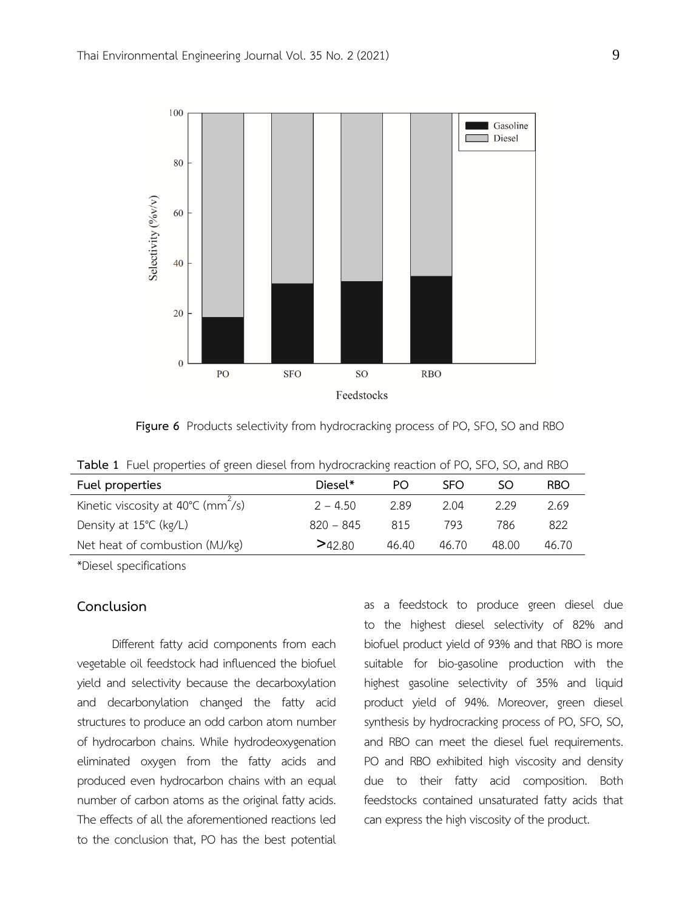100
80
60
40
20
0

Selectivity (%v/v)

PO SFO SO RBO

Feedstocks

Gasoline
Diesel

**Figure 6** Products selectivity from hydrocracking process of PO, SFO, SO and RBO

**Table 1** Fuel properties of green diesel from hydrocracking reaction of PO, SFO, SO, and RBO

| Fuel properties | Diesel* | PO | SFO | SO | RBO |
|---|---|---|---|---|---|
| Kinetic viscosity at 40°C ($mm^2/s$) | 2 – 4.50 | 2.89 | 2.04 | 2.29 | 2.69 |
| Density at 15°C (kg/L) | 820 – 845 | 815 | 793 | 786 | 822 |
| Net heat of combustion (MJ/kg) | >42.80 | 46.40 | 46.70 | 48.00 | 46.70 |

*Diesel specifications

## Conclusion

Different fatty acid components from each vegetable oil feedstock had influenced the biofuel yield and selectivity because the decarboxylation and decarbonylation changed the fatty acid structures to produce an odd carbon atom number of hydrocarbon chains. While hydrodeoxygenation eliminated oxygen from the fatty acids and produced even hydrocarbon chains with an equal number of carbon atoms as the original fatty acids. The effects of all the aforementioned reactions led to the conclusion that, PO has the best potential as a feedstock to produce green diesel due to the highest diesel selectivity of 82% and biofuel product yield of 93% and that RBO is more suitable for bio-gasoline production with the highest gasoline selectivity of 35% and liquid product yield of 94%. Moreover, green diesel synthesis by hydrocracking process of PO, SFO, SO, and RBO can meet the diesel fuel requirements. PO and RBO exhibited high viscosity and density due to their fatty acid composition. Both feedstocks contained unsaturated fatty acids that can express the high viscosity of the product.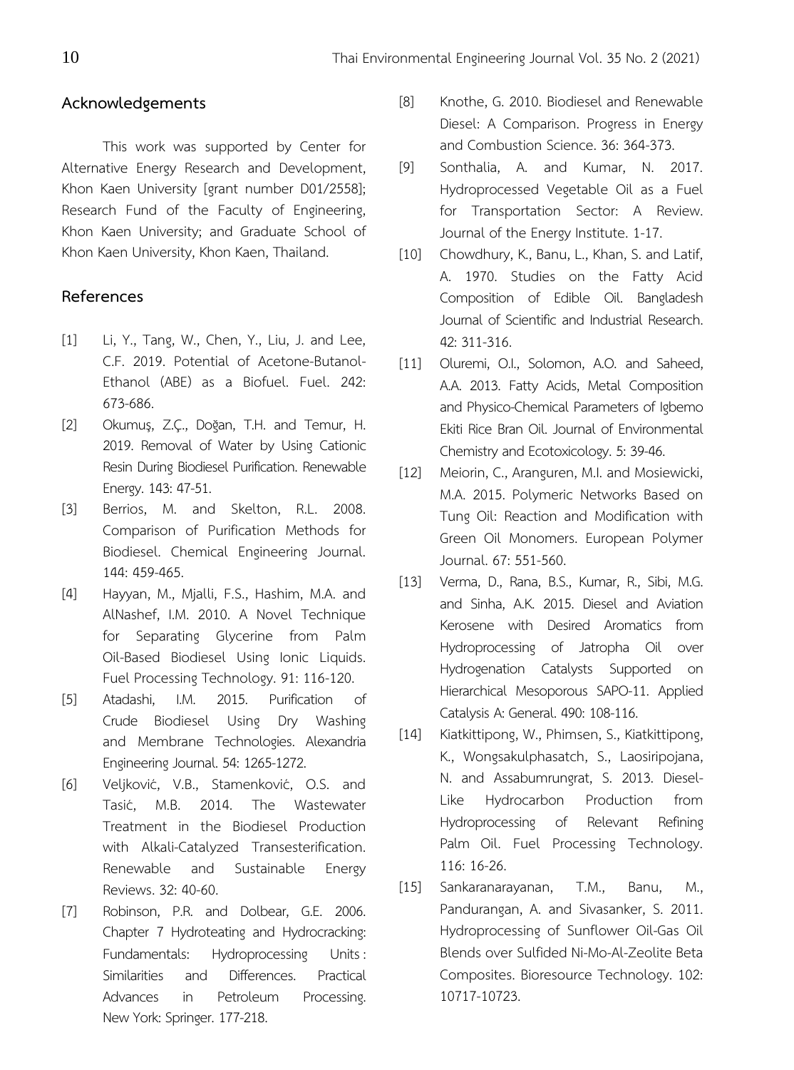## Acknowledgements

This work was supported by Center for Alternative Energy Research and Development, Khon Kaen University [grant number D01/2558]; Research Fund of the Faculty of Engineering, Khon Kaen University; and Graduate School of Khon Kaen University, Khon Kaen, Thailand.

## References

[1] Li, Y., Tang, W., Chen, Y., Liu, J. and Lee, C.F. 2019. Potential of Acetone-Butanol-Ethanol (ABE) as a Biofuel. Fuel. 242: 673-686.

[2] Okumuş, Z.Ç., Doğan, T.H. and Temur, H. 2019. Removal of Water by Using Cationic Resin During Biodiesel Purification. Renewable Energy. 143: 47-51.

[3] Berrios, M. and Skelton, R.L. 2008. Comparison of Purification Methods for Biodiesel. Chemical Engineering Journal. 144: 459-465.

[4] Hayyan, M., Mjalli, F.S., Hashim, M.A. and AlNashef, I.M. 2010. A Novel Technique for Separating Glycerine from Palm Oil-Based Biodiesel Using Ionic Liquids. Fuel Processing Technology. 91: 116-120.

[5] Atadashi, I.M. 2015. Purification of Crude Biodiesel Using Dry Washing and Membrane Technologies. Alexandria Engineering Journal. 54: 1265-1272.

[6] Veljković, V.B., Stamenković, O.S. and Tasić, M.B. 2014. The Wastewater Treatment in the Biodiesel Production with Alkali-Catalyzed Transesterification. Renewable and Sustainable Energy Reviews. 32: 40-60.

[7] Robinson, P.R. and Dolbear, G.E. 2006. Chapter 7 Hydroteating and Hydrocracking: Fundamentals: Hydroprocessing Units : Similarities and Differences. Practical Advances in Petroleum Processing. New York: Springer. 177-218.

[8] Knothe, G. 2010. Biodiesel and Renewable Diesel: A Comparison. Progress in Energy and Combustion Science. 36: 364-373.

[9] Sonthalia, A. and Kumar, N. 2017. Hydroprocessed Vegetable Oil as a Fuel for Transportation Sector: A Review. Journal of the Energy Institute. 1-17.

[10] Chowdhury, K., Banu, L., Khan, S. and Latif, A. 1970. Studies on the Fatty Acid Composition of Edible Oil. Bangladesh Journal of Scientific and Industrial Research. 42: 311-316.

[11] Oluremi, O.I., Solomon, A.O. and Saheed, A.A. 2013. Fatty Acids, Metal Composition and Physico-Chemical Parameters of Igbemo Ekiti Rice Bran Oil. Journal of Environmental Chemistry and Ecotoxicology. 5: 39-46.

[12] Meiorin, C., Aranguren, M.I. and Mosiewicki, M.A. 2015. Polymeric Networks Based on Tung Oil: Reaction and Modification with Green Oil Monomers. European Polymer Journal. 67: 551-560.

[13] Verma, D., Rana, B.S., Kumar, R., Sibi, M.G. and Sinha, A.K. 2015. Diesel and Aviation Kerosene with Desired Aromatics from Hydroprocessing of Jatropha Oil over Hydrogenation Catalysts Supported on Hierarchical Mesoporous SAPO-11. Applied Catalysis A: General. 490: 108-116.

[14] Kiatkittipong, W., Phimsen, S., Kiatkittipong, K., Wongsakulphasatch, S., Laosiripojana, N. and Assabumrungrat, S. 2013. Diesel-Like Hydrocarbon Production from Hydroprocessing of Relevant Refining Palm Oil. Fuel Processing Technology. 116: 16-26.

[15] Sankaranarayanan, T.M., Banu, M., Pandurangan, A. and Sivasanker, S. 2011. Hydroprocessing of Sunflower Oil-Gas Oil Blends over Sulfided Ni-Mo-Al-Zeolite Beta Composites. Bioresource Technology. 102: 10717-10723.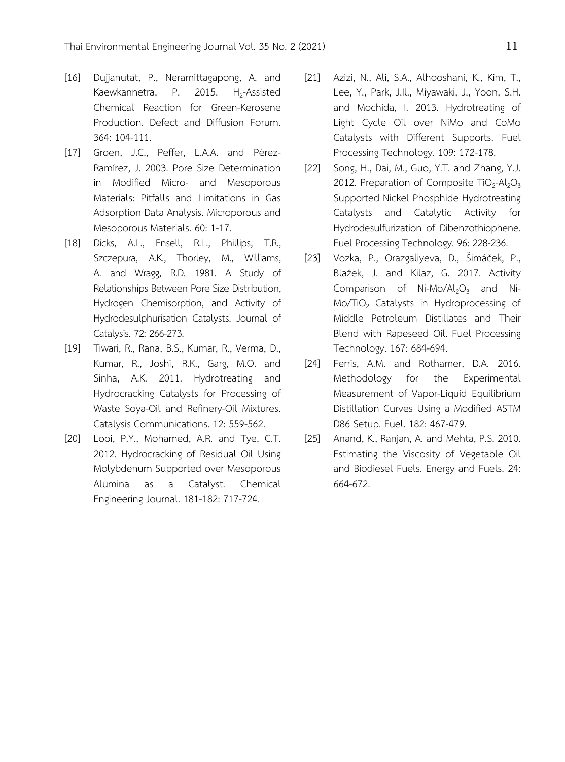[16] Dujjanutat, P., Neramittagapong, A. and Kaewkannetra, P. 2015. $H_2$-Assisted Chemical Reaction for Green-Kerosene Production. Defect and Diffusion Forum. 364: 104-111.

[17] Groen, J.C., Peffer, L.A.A. and Pérez-Ramírez, J. 2003. Pore Size Determination in Modified Micro- and Mesoporous Materials: Pitfalls and Limitations in Gas Adsorption Data Analysis. Microporous and Mesoporous Materials. 60: 1-17.

[18] Dicks, A.L., Ensell, R.L., Phillips, T.R., Szczepura, A.K., Thorley, M., Williams, A. and Wragg, R.D. 1981. A Study of Relationships Between Pore Size Distribution, Hydrogen Chemisorption, and Activity of Hydrodesulphurisation Catalysts. Journal of Catalysis. 72: 266-273.

[19] Tiwari, R., Rana, B.S., Kumar, R., Verma, D., Kumar, R., Joshi, R.K., Garg, M.O. and Sinha, A.K. 2011. Hydrotreating and Hydrocracking Catalysts for Processing of Waste Soya-Oil and Refinery-Oil Mixtures. Catalysis Communications. 12: 559-562.

[20] Looi, P.Y., Mohamed, A.R. and Tye, C.T. 2012. Hydrocracking of Residual Oil Using Molybdenum Supported over Mesoporous Alumina as a Catalyst. Chemical Engineering Journal. 181-182: 717-724.

[21] Azizi, N., Ali, S.A., Alhooshani, K., Kim, T., Lee, Y., Park, J.Il., Miyawaki, J., Yoon, S.H. and Mochida, I. 2013. Hydrotreating of Light Cycle Oil over NiMo and CoMo Catalysts with Different Supports. Fuel Processing Technology. 109: 172-178.

[22] Song, H., Dai, M., Guo, Y.T. and Zhang, Y.J. 2012. Preparation of Composite $TiO_2$-$Al_2O_3$ Supported Nickel Phosphide Hydrotreating Catalysts and Catalytic Activity for Hydrodesulfurization of Dibenzothiophene. Fuel Processing Technology. 96: 228-236.

[23] Vozka, P., Orazgaliyeva, D., Šimáček, P., Blažek, J. and Kilaz, G. 2017. Activity Comparison of Ni-Mo/$Al_2O_3$ and Ni-Mo/$TiO_2$ Catalysts in Hydroprocessing of Middle Petroleum Distillates and Their Blend with Rapeseed Oil. Fuel Processing Technology. 167: 684-694.

[24] Ferris, A.M. and Rothamer, D.A. 2016. Methodology for the Experimental Measurement of Vapor-Liquid Equilibrium Distillation Curves Using a Modified ASTM D86 Setup. Fuel. 182: 467-479.

[25] Anand, K., Ranjan, A. and Mehta, P.S. 2010. Estimating the Viscosity of Vegetable Oil and Biodiesel Fuels. Energy and Fuels. 24: 664-672.